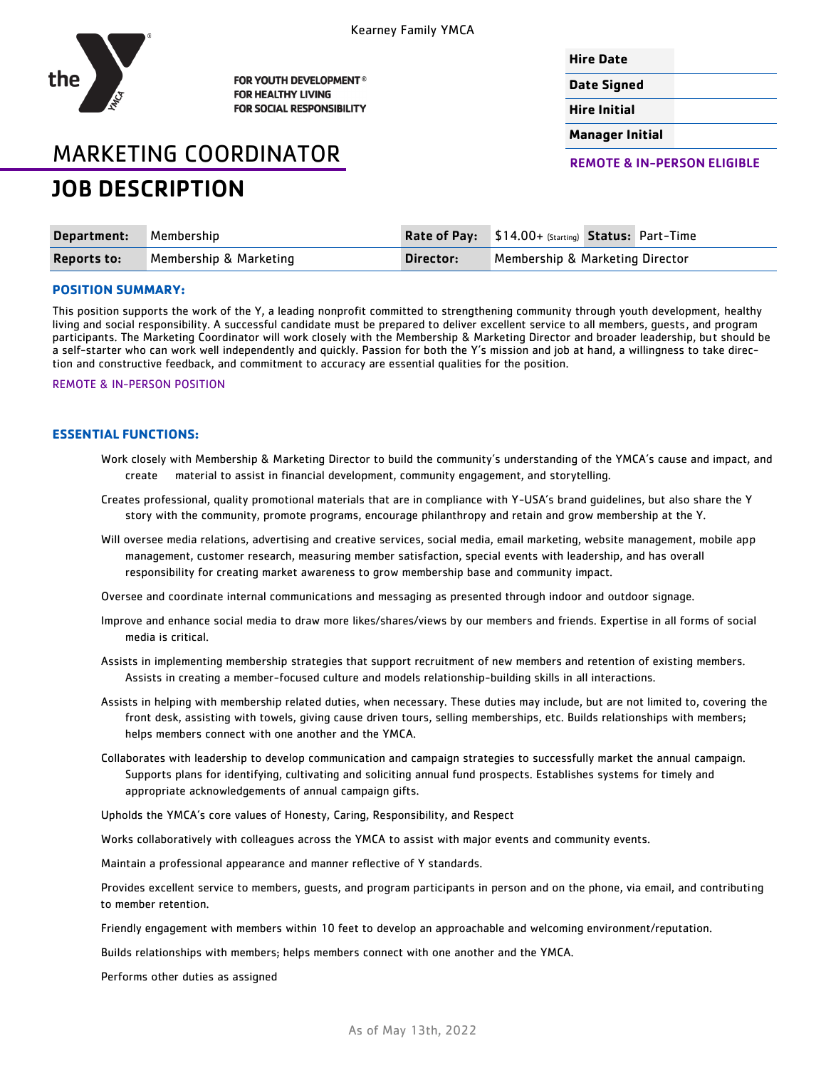Kearney Family YMCA

FOR YOUTH DEVELOPMENT®
FOR HEALTHY LIVING
FOR SOCIAL RESPONSIBILITY

| **Hire Date** | |
|---|---|
| **Date Signed** | |
| **Hire Initial** | |
| **Manager Initial** | |

**REMOTE & IN-PERSON ELIGIBLE**

# MARKETING COORDINATOR
# JOB DESCRIPTION

| **Department:** | Membership | **Rate of Pay:** | $14.00+ (Starting) | **Status:** | Part-Time |
|---|---|---|---|---|---|
| **Reports to:** | Membership & Marketing | **Director:** | Membership & Marketing Director | | |

## POSITION SUMMARY:

This position supports the work of the Y, a leading nonprofit committed to strengthening community through youth development, healthy living and social responsibility. A successful candidate must be prepared to deliver excellent service to all members, guests, and program participants. The Marketing Coordinator will work closely with the Membership & Marketing Director and broader leadership, but should be a self-starter who can work well independently and quickly. Passion for both the Y's mission and job at hand, a willingness to take direction and constructive feedback, and commitment to accuracy are essential qualities for the position.

REMOTE & IN-PERSON POSITION

## ESSENTIAL FUNCTIONS:

Work closely with Membership & Marketing Director to build the community's understanding of the YMCA's cause and impact, and create material to assist in financial development, community engagement, and storytelling.

Creates professional, quality promotional materials that are in compliance with Y-USA's brand guidelines, but also share the Y story with the community, promote programs, encourage philanthropy and retain and grow membership at the Y.

Will oversee media relations, advertising and creative services, social media, email marketing, website management, mobile app management, customer research, measuring member satisfaction, special events with leadership, and has overall responsibility for creating market awareness to grow membership base and community impact.

Oversee and coordinate internal communications and messaging as presented through indoor and outdoor signage.

Improve and enhance social media to draw more likes/shares/views by our members and friends. Expertise in all forms of social media is critical.

Assists in implementing membership strategies that support recruitment of new members and retention of existing members. Assists in creating a member-focused culture and models relationship-building skills in all interactions.

Assists in helping with membership related duties, when necessary. These duties may include, but are not limited to, covering the front desk, assisting with towels, giving cause driven tours, selling memberships, etc. Builds relationships with members; helps members connect with one another and the YMCA.

Collaborates with leadership to develop communication and campaign strategies to successfully market the annual campaign. Supports plans for identifying, cultivating and soliciting annual fund prospects. Establishes systems for timely and appropriate acknowledgements of annual campaign gifts.

Upholds the YMCA's core values of Honesty, Caring, Responsibility, and Respect

Works collaboratively with colleagues across the YMCA to assist with major events and community events.

Maintain a professional appearance and manner reflective of Y standards.

Provides excellent service to members, guests, and program participants in person and on the phone, via email, and contributing to member retention.

Friendly engagement with members within 10 feet to develop an approachable and welcoming environment/reputation.

Builds relationships with members; helps members connect with one another and the YMCA.

Performs other duties as assigned

As of May 13th, 2022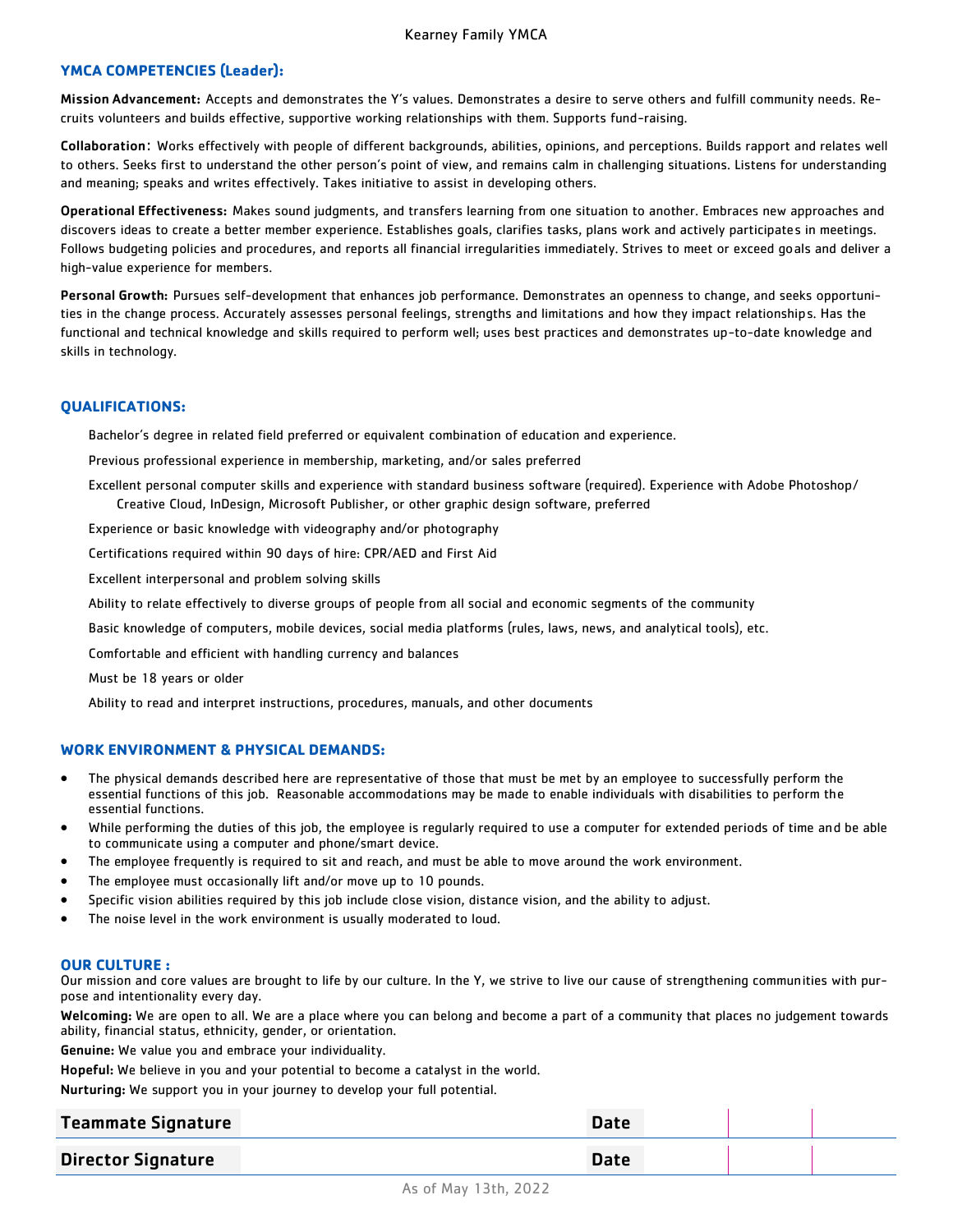Kearney Family YMCA

## YMCA COMPETENCIES (Leader):

**Mission Advancement:** Accepts and demonstrates the Y's values. Demonstrates a desire to serve others and fulfill community needs. Recruits volunteers and builds effective, supportive working relationships with them. Supports fund-raising.

**Collaboration:** Works effectively with people of different backgrounds, abilities, opinions, and perceptions. Builds rapport and relates well to others. Seeks first to understand the other person's point of view, and remains calm in challenging situations. Listens for understanding and meaning; speaks and writes effectively. Takes initiative to assist in developing others.

**Operational Effectiveness:** Makes sound judgments, and transfers learning from one situation to another. Embraces new approaches and discovers ideas to create a better member experience. Establishes goals, clarifies tasks, plans work and actively participates in meetings. Follows budgeting policies and procedures, and reports all financial irregularities immediately. Strives to meet or exceed goals and deliver a high-value experience for members.

**Personal Growth:** Pursues self-development that enhances job performance. Demonstrates an openness to change, and seeks opportunities in the change process. Accurately assesses personal feelings, strengths and limitations and how they impact relationships. Has the functional and technical knowledge and skills required to perform well; uses best practices and demonstrates up-to-date knowledge and skills in technology.

## QUALIFICATIONS:

- Bachelor's degree in related field preferred or equivalent combination of education and experience.
- Previous professional experience in membership, marketing, and/or sales preferred
- Excellent personal computer skills and experience with standard business software (required). Experience with Adobe Photoshop/ Creative Cloud, InDesign, Microsoft Publisher, or other graphic design software, preferred
- Experience or basic knowledge with videography and/or photography
- Certifications required within 90 days of hire: CPR/AED and First Aid
- Excellent interpersonal and problem solving skills
- Ability to relate effectively to diverse groups of people from all social and economic segments of the community
- Basic knowledge of computers, mobile devices, social media platforms (rules, laws, news, and analytical tools), etc.
- Comfortable and efficient with handling currency and balances
- Must be 18 years or older
- Ability to read and interpret instructions, procedures, manuals, and other documents

## WORK ENVIRONMENT & PHYSICAL DEMANDS:

- The physical demands described here are representative of those that must be met by an employee to successfully perform the essential functions of this job. Reasonable accommodations may be made to enable individuals with disabilities to perform the essential functions.
- While performing the duties of this job, the employee is regularly required to use a computer for extended periods of time and be able to communicate using a computer and phone/smart device.
- The employee frequently is required to sit and reach, and must be able to move around the work environment.
- The employee must occasionally lift and/or move up to 10 pounds.
- Specific vision abilities required by this job include close vision, distance vision, and the ability to adjust.
- The noise level in the work environment is usually moderated to loud.

## OUR CULTURE :

Our mission and core values are brought to life by our culture. In the Y, we strive to live our cause of strengthening communities with purpose and intentionality every day.

**Welcoming:** We are open to all. We are a place where you can belong and become a part of a community that places no judgement towards ability, financial status, ethnicity, gender, or orientation.

**Genuine:** We value you and embrace your individuality.

**Hopeful:** We believe in you and your potential to become a catalyst in the world.

**Nurturing:** We support you in your journey to develop your full potential.

| | | | | | |
|---|---|---|---|---|---|
| **Teammate Signature** | | **Date** | | | |
| **Director Signature** | | **Date** | | | |

As of May 13th, 2022